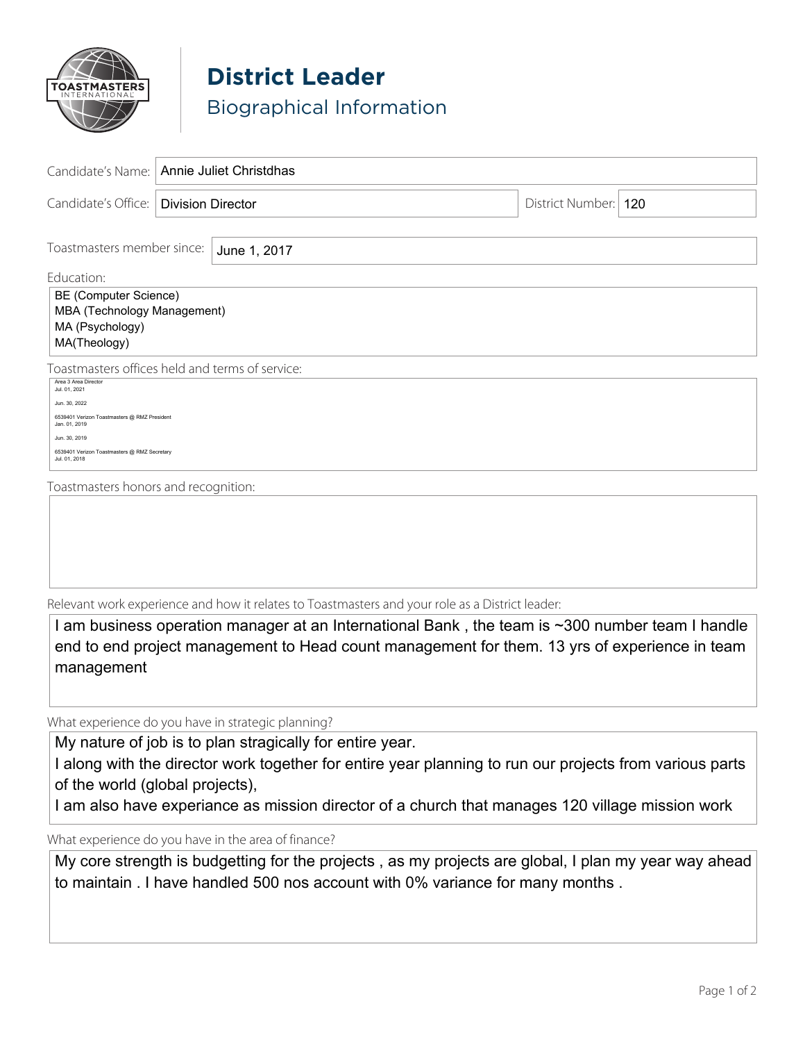# District Leader

## Biographical Information

**Candidate's Name:** Annie Juliet Christdhas

**Candidate's Office:** Division Director

**District Number:** 120

**Toastmasters member since:** June 1, 2017

**Education:**

BE (Computer Science)
MBA (Technology Management)
MA (Psychology)
MA(Theology)

**Toastmasters offices held and terms of service:**

Area 3 Area Director
Jul. 01, 2021

Jun. 30, 2022

6539401 Verizon Toastmasters @ RMZ President
Jan. 01, 2019

Jun. 30, 2019

6539401 Verizon Toastmasters @ RMZ Secretary
Jul. 01, 2018

**Toastmasters honors and recognition:**

**Relevant work experience and how it relates to Toastmasters and your role as a District leader:**

I am business operation manager at an International Bank , the team is ~300 number team I handle end to end project management to Head count management for them. 13 yrs of experience in team management

**What experience do you have in strategic planning?**

My nature of job is to plan stragically for entire year.
I along with the director work together for entire year planning to run our projects from various parts of the world (global projects),
I am also have experiance as mission director of a church that manages 120 village mission work

**What experience do you have in the area of finance?**

My core strength is budgetting for the projects , as my projects are global, I plan my year way ahead to maintain . I have handled 500 nos account with 0% variance for many months .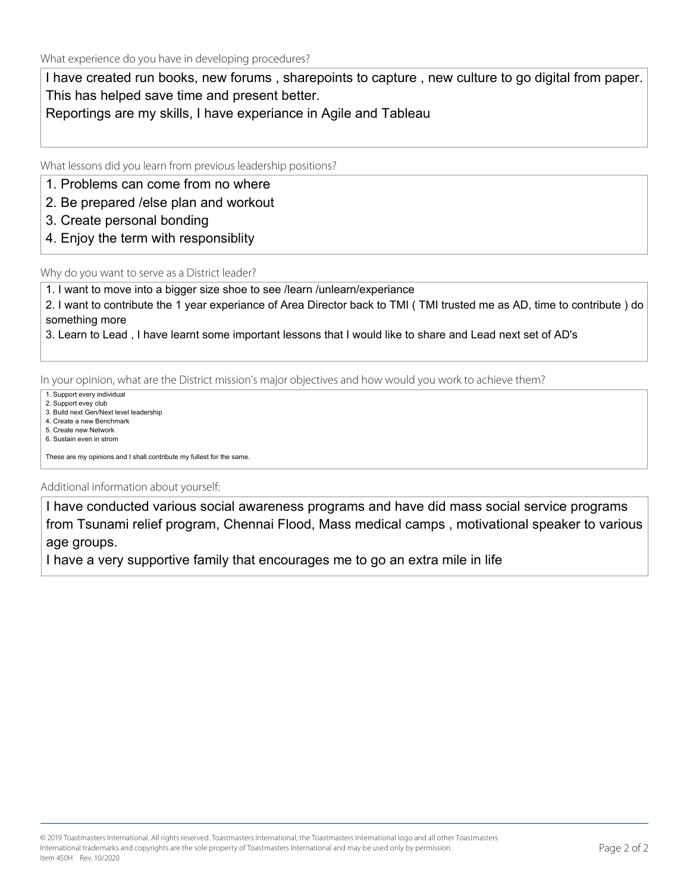What experience do you have in developing procedures?

I have created run books, new forums , sharepoints to capture , new culture to go digital from paper. This has helped save time and present better.
Reportings are my skills, I have experiance in Agile and Tableau

What lessons did you learn from previous leadership positions?

1. Problems can come from no where
2. Be prepared /else plan and workout
3. Create personal bonding
4. Enjoy the term with responsiblity

Why do you want to serve as a District leader?

1. I want to move into a bigger size shoe to see /learn /unlearn/experiance
2. I want to contribute the 1 year experiance of Area Director back to TMI ( TMI trusted me as AD, time to contribute ) do something more
3. Learn to Lead , I have learnt some important lessons that I would like to share and Lead next set of AD's

In your opinion, what are the District mission's major objectives and how would you work to achieve them?

1. Support every individual
2. Support evey club
3. Build next Gen/Next level leadership
4. Create a new Benchmark
5. Create new Network
6. Sustain even in strom

These are my opinions and I shall contribute my fullest for the same.

Additional information about yourself:

I have conducted various social awareness programs and have did mass social service programs from Tsunami relief program, Chennai Flood, Mass medical camps , motivational speaker to various age groups.
I have a very supportive family that encourages me to go an extra mile in life

© 2019 Toastmasters International. All rights reserved. Toastmasters International, the Toastmasters International logo and all other Toastmasters International trademarks and copyrights are the sole property of Toastmasters International and may be used only by permission.
Item 450H Rev. 10/2020